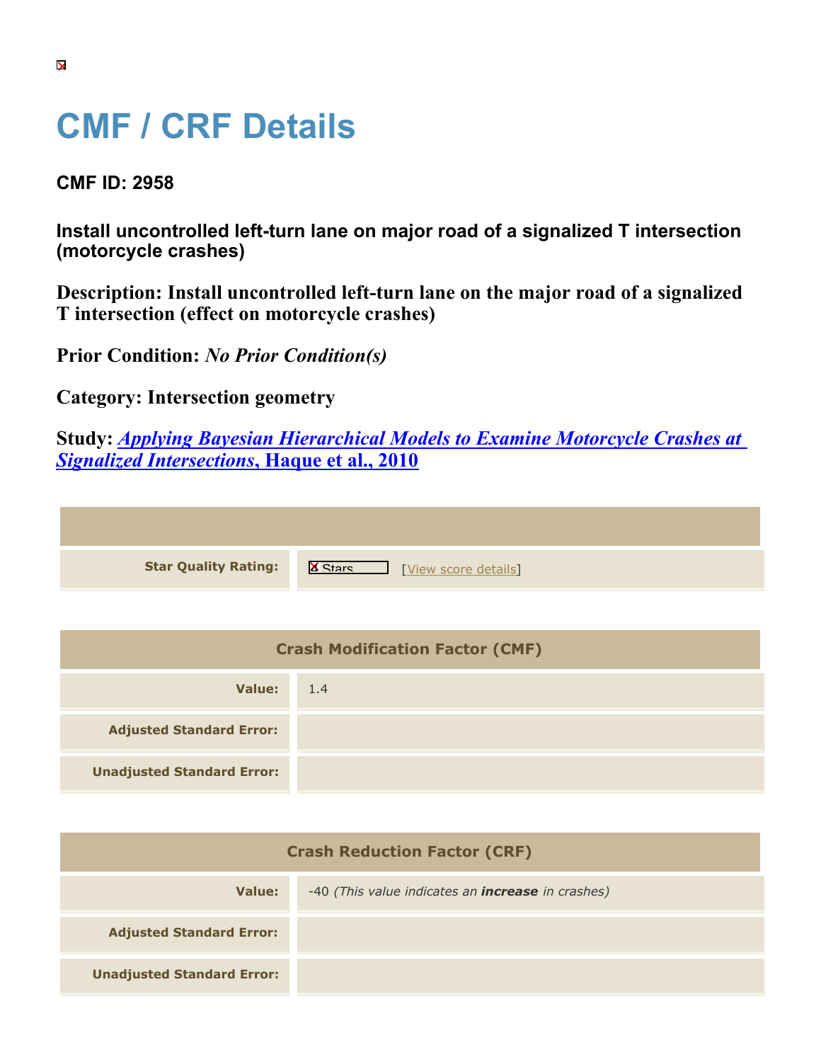# CMF / CRF Details

## CMF ID: 2958

### Install uncontrolled left-turn lane on major road of a signalized T intersection (motorcycle crashes)

**Description: Install uncontrolled left-turn lane on the major road of a signalized T intersection (effect on motorcycle crashes)**

**Prior Condition:** ***No Prior Condition(s)***

**Category: Intersection geometry**

**Study:** ***[Applying Bayesian Hierarchical Models to Examine Motorcycle Crashes at Signalized Intersections](), Haque et al., 2010***

| | |
|---|---|
| **Star Quality Rating:** | 4 Stars [View score details] |

| Crash Modification Factor (CMF) | |
|---|---|
| **Value:** | 1.4 |
| **Adjusted Standard Error:** | |
| **Unadjusted Standard Error:** | |

| Crash Reduction Factor (CRF) | |
|---|---|
| **Value:** | -40 *(This value indicates an **increase** in crashes)* |
| **Adjusted Standard Error:** | |
| **Unadjusted Standard Error:** | |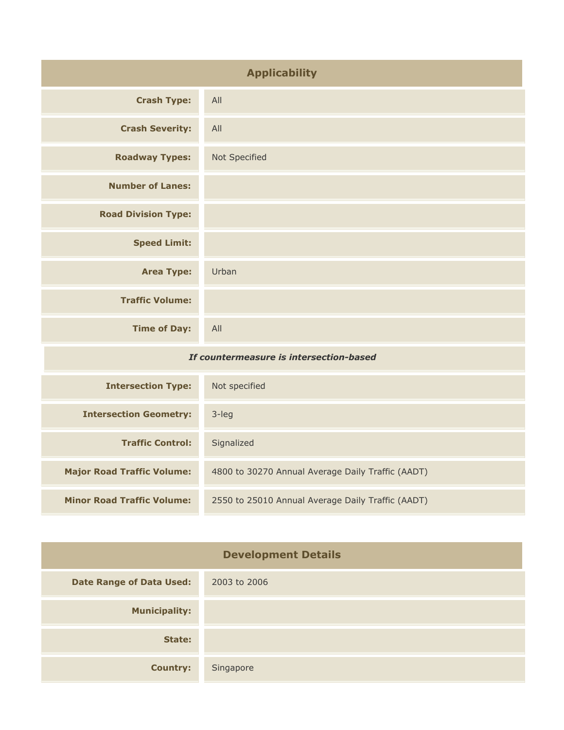## Applicability

| | |
|---|---|
| **Crash Type:** | All |
| **Crash Severity:** | All |
| **Roadway Types:** | Not Specified |
| **Number of Lanes:** | |
| **Road Division Type:** | |
| **Speed Limit:** | |
| **Area Type:** | Urban |
| **Traffic Volume:** | |
| **Time of Day:** | All |
| ***If countermeasure is intersection-based*** | |
| **Intersection Type:** | Not specified |
| **Intersection Geometry:** | 3-leg |
| **Traffic Control:** | Signalized |
| **Major Road Traffic Volume:** | 4800 to 30270 Annual Average Daily Traffic (AADT) |
| **Minor Road Traffic Volume:** | 2550 to 25010 Annual Average Daily Traffic (AADT) |

## Development Details

| | |
|---|---|
| **Date Range of Data Used:** | 2003 to 2006 |
| **Municipality:** | |
| **State:** | |
| **Country:** | Singapore |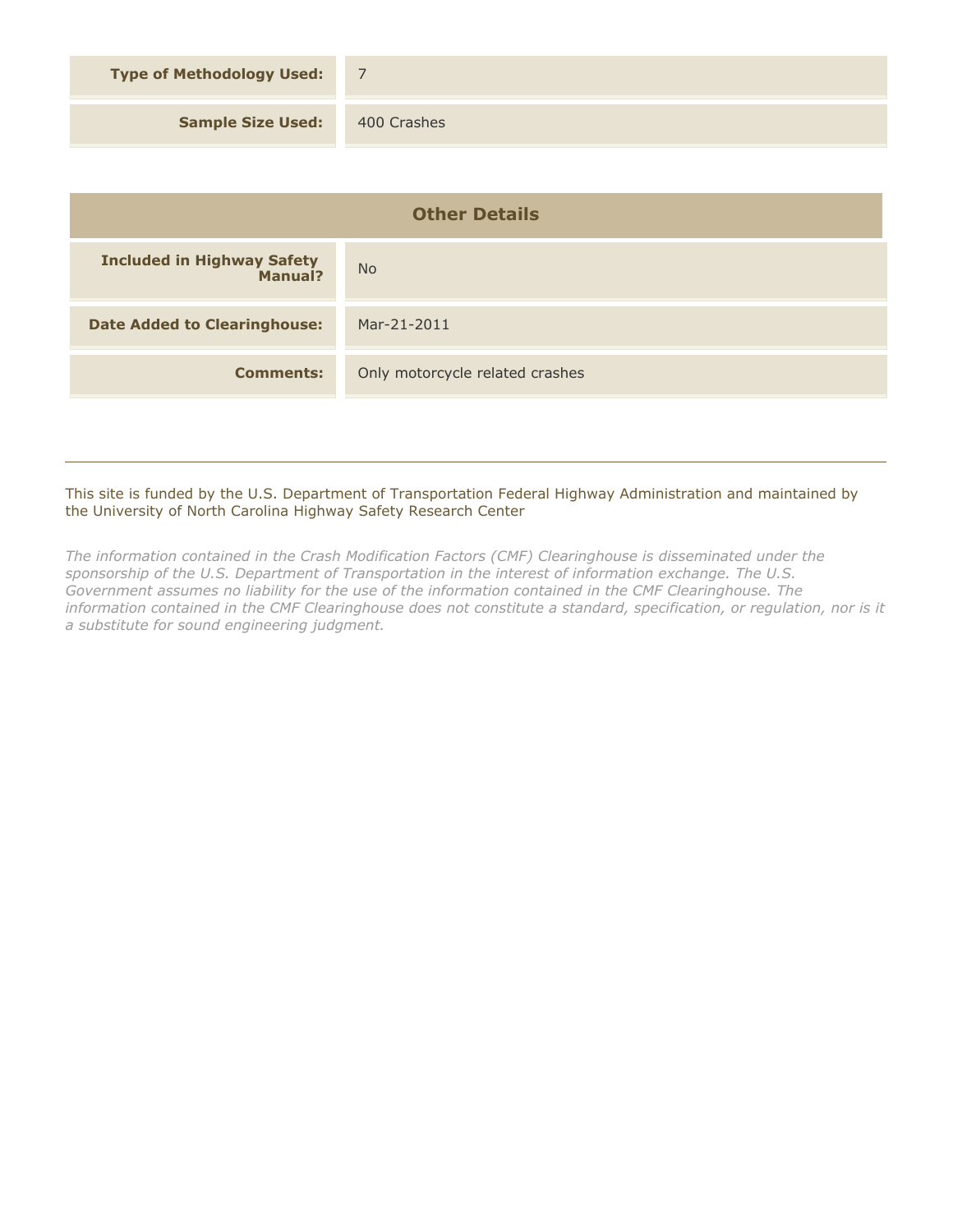| | |
|---|---|
| **Type of Methodology Used:** | 7 |
| **Sample Size Used:** | 400 Crashes |

## Other Details

| | |
|---|---|
| **Included in Highway Safety Manual?** | No |
| **Date Added to Clearinghouse:** | Mar-21-2011 |
| **Comments:** | Only motorcycle related crashes |

---

This site is funded by the U.S. Department of Transportation Federal Highway Administration and maintained by the University of North Carolina Highway Safety Research Center

*The information contained in the Crash Modification Factors (CMF) Clearinghouse is disseminated under the sponsorship of the U.S. Department of Transportation in the interest of information exchange. The U.S. Government assumes no liability for the use of the information contained in the CMF Clearinghouse. The information contained in the CMF Clearinghouse does not constitute a standard, specification, or regulation, nor is it a substitute for sound engineering judgment.*